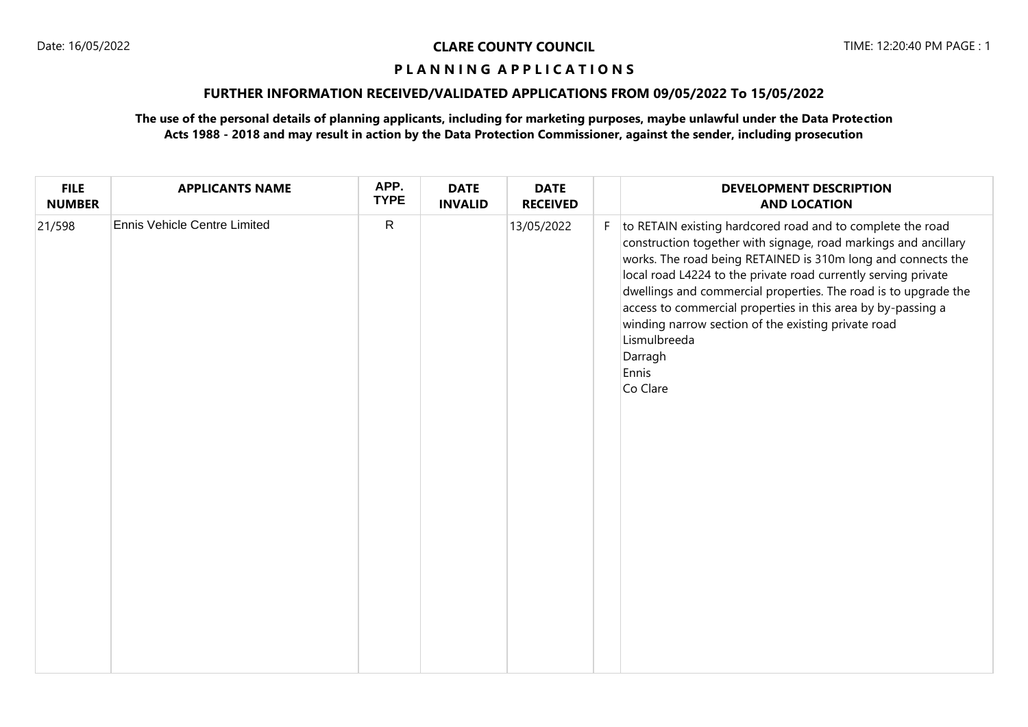# CLARE COUNTY COUNCIL

Date: 16/05/2022 TIME: 12:20:40 PM

## PLANNING APPLICATIONS

### FURTHER INFORMATION RECEIVED/VALIDATED APPLICATIONS FROM 09/05/2022 To 15/05/2022

**The use of the personal details of planning applicants, including for marketing purposes, maybe unlawful under the Data Protection Acts 1988 - 2018 and may result in action by the Data Protection Commissioner, against the sender, including prosecution**

| FILE NUMBER | APPLICANTS NAME | APP. TYPE | DATE INVALID | DATE RECEIVED | | DEVELOPMENT DESCRIPTION AND LOCATION |
|---|---|---|---|---|---|---|
| 21/598 | Ennis Vehicle Centre Limited | R | | 13/05/2022 | F | to RETAIN existing hardcored road and to complete the road construction together with signage, road markings and ancillary works. The road being RETAINED is 310m long and connects the local road L4224 to the private road currently serving private dwellings and commercial properties. The road is to upgrade the access to commercial properties in this area by by-passing a winding narrow section of the existing private road<br>Lismulbreeda<br>Darragh<br>Ennis<br>Co Clare |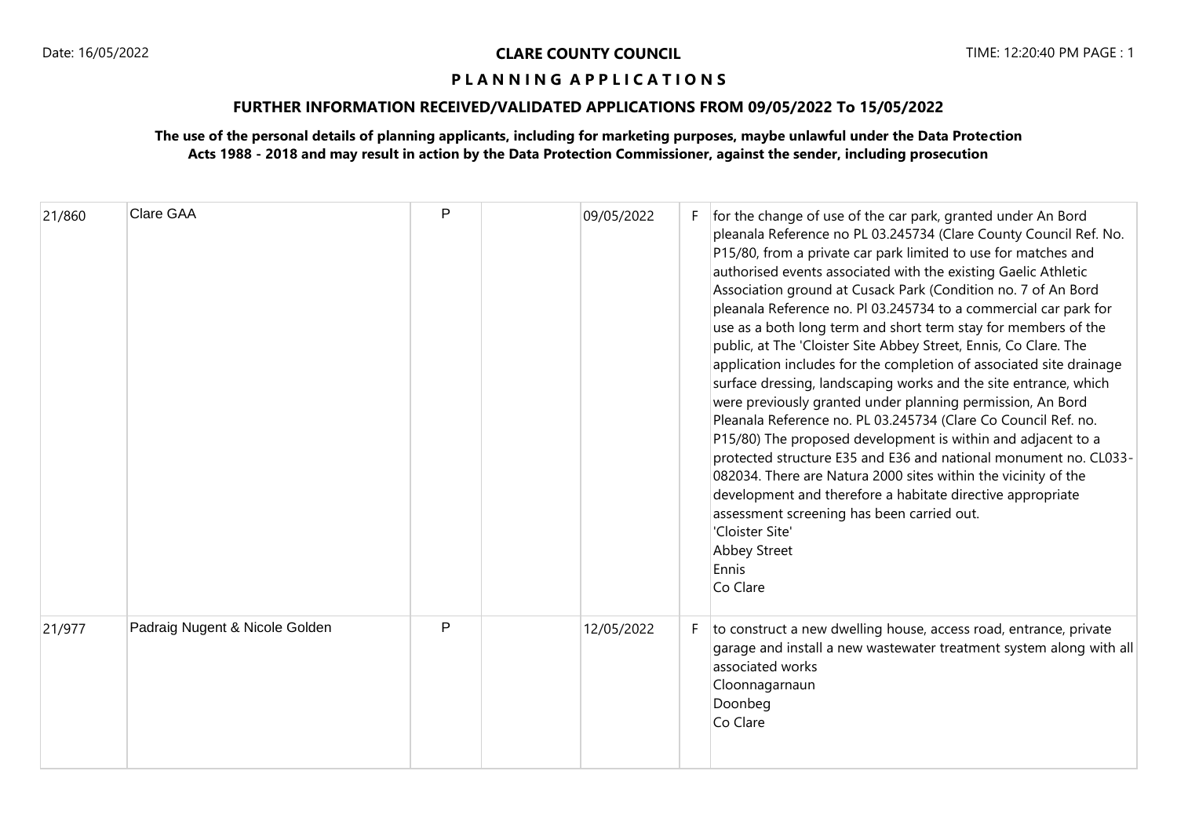**CLARE COUNTY COUNCIL**

**P L A N N I N G A P P L I C A T I O N S**

**FURTHER INFORMATION RECEIVED/VALIDATED APPLICATIONS FROM 09/05/2022 To 15/05/2022**

**The use of the personal details of planning applicants, including for marketing purposes, maybe unlawful under the Data Protection Acts 1988 - 2018 and may result in action by the Data Protection Commissioner, against the sender, including prosecution**

| | | | | | | |
|---|---|---|---|---|---|---|
| 21/860 | Clare GAA | P | | 09/05/2022 | F | for the change of use of the car park, granted under An Bord pleanala Reference no PL 03.245734 (Clare County Council Ref. No. P15/80, from a private car park limited to use for matches and authorised events associated with the existing Gaelic Athletic Association ground at Cusack Park (Condition no. 7 of An Bord pleanala Reference no. Pl 03.245734 to a commercial car park for use as a both long term and short term stay for members of the public, at The 'Cloister Site Abbey Street, Ennis, Co Clare. The application includes for the completion of associated site drainage surface dressing, landscaping works and the site entrance, which were previously granted under planning permission, An Bord Pleanala Reference no. PL 03.245734 (Clare Co Council Ref. no. P15/80) The proposed development is within and adjacent to a protected structure E35 and E36 and national monument no. CL033-082034. There are Natura 2000 sites within the vicinity of the development and therefore a habitate directive appropriate assessment screening has been carried out.<br>'Cloister Site'<br>Abbey Street<br>Ennis<br>Co Clare |
| 21/977 | Padraig Nugent & Nicole Golden | P | | 12/05/2022 | F | to construct a new dwelling house, access road, entrance, private garage and install a new wastewater treatment system along with all associated works<br>Cloonnagarnaun<br>Doonbeg<br>Co Clare |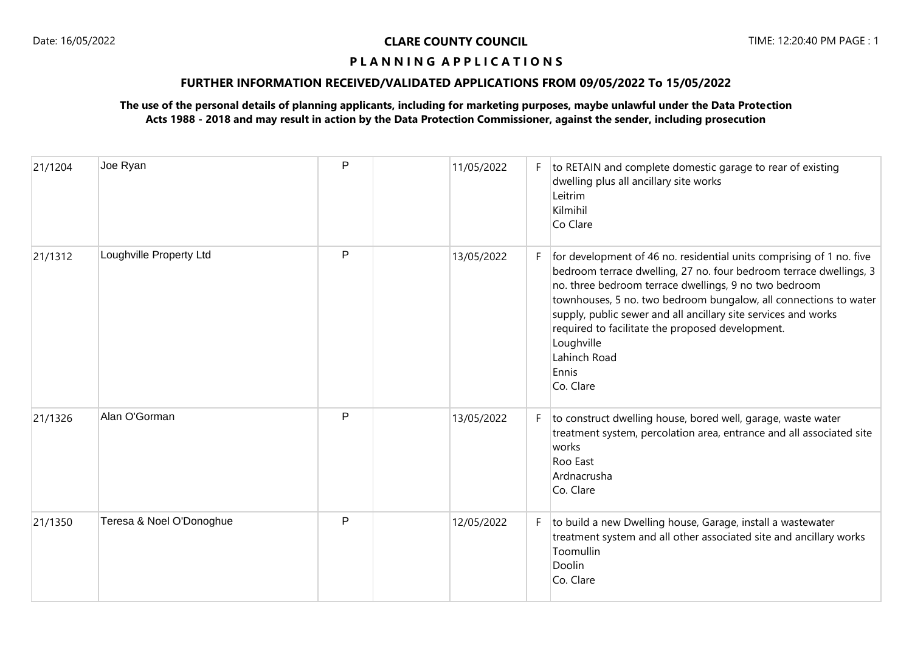| 21/1204 | Joe Ryan | P | | 11/05/2022 | F | to RETAIN and complete domestic garage to rear of existing dwelling plus all ancillary site works<br>Leitrim<br>Kilmihil<br>Co Clare |
|---|---|---|---|---|---|---|
| 21/1312 | Loughville Property Ltd | P | | 13/05/2022 | F | for development of 46 no. residential units comprising of 1 no. five bedroom terrace dwelling, 27 no. four bedroom terrace dwellings, 3 no. three bedroom terrace dwellings, 9 no two bedroom townhouses, 5 no. two bedroom bungalow, all connections to water supply, public sewer and all ancillary site services and works required to facilitate the proposed development.<br>Loughville<br>Lahinch Road<br>Ennis<br>Co. Clare |
| 21/1326 | Alan O'Gorman | P | | 13/05/2022 | F | to construct dwelling house, bored well, garage, waste water treatment system, percolation area, entrance and all associated site works<br>Roo East<br>Ardnacrusha<br>Co. Clare |
| 21/1350 | Teresa & Noel O'Donoghue | P | | 12/05/2022 | F | to build a new Dwelling house, Garage, install a wastewater treatment system and all other associated site and ancillary works<br>Toomullin<br>Doolin<br>Co. Clare |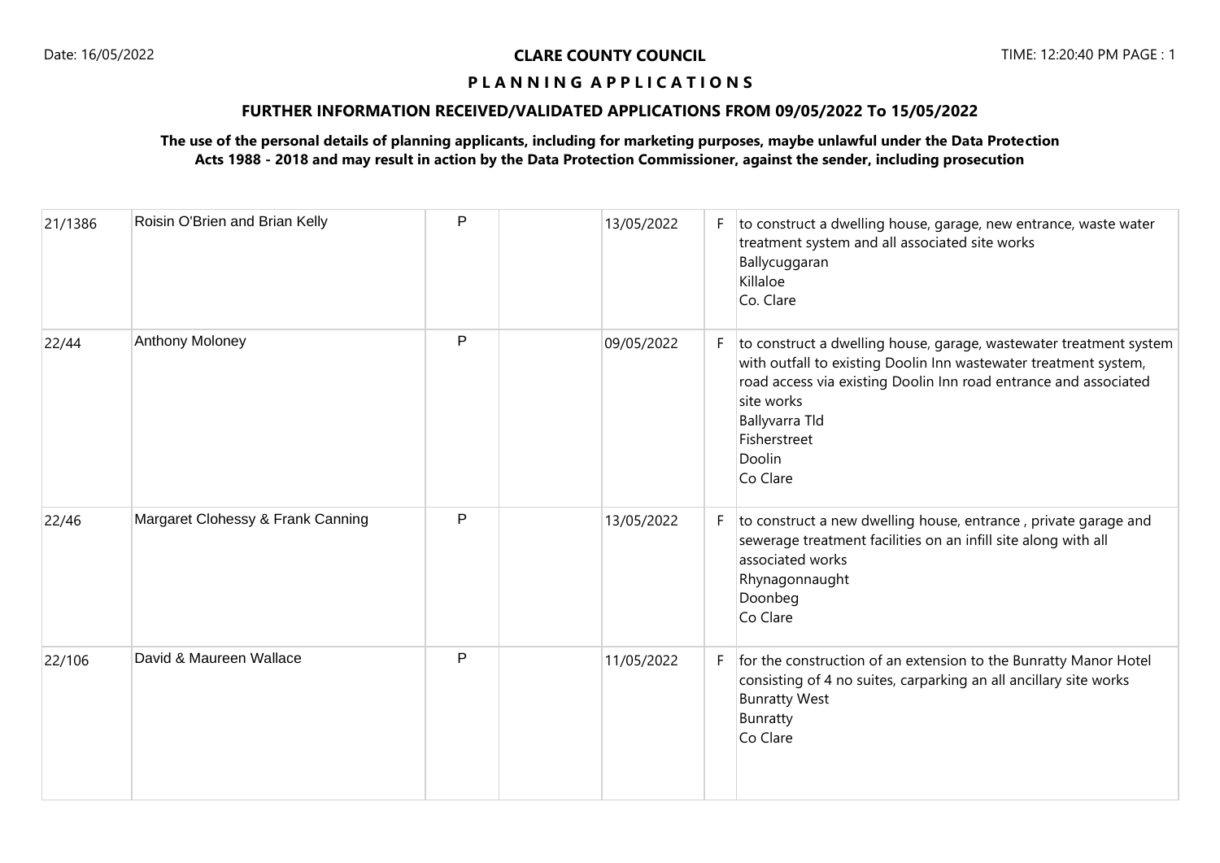**CLARE COUNTY COUNCIL**

**P L A N N I N G A P P L I C A T I O N S**

**FURTHER INFORMATION RECEIVED/VALIDATED APPLICATIONS FROM 09/05/2022 To 15/05/2022**

**The use of the personal details of planning applicants, including for marketing purposes, maybe unlawful under the Data Protection Acts 1988 - 2018 and may result in action by the Data Protection Commissioner, against the sender, including prosecution**

| | | | | | | |
|---|---|---|---|---|---|---|
| 21/1386 | Roisin O'Brien and Brian Kelly | P | | 13/05/2022 | F | to construct a dwelling house, garage, new entrance, waste water treatment system and all associated site works<br>Ballycuggaran<br>Killaloe<br>Co. Clare |
| 22/44 | Anthony Moloney | P | | 09/05/2022 | F | to construct a dwelling house, garage, wastewater treatment system with outfall to existing Doolin Inn wastewater treatment system, road access via existing Doolin Inn road entrance and associated site works<br>Ballyvarra Tld<br>Fisherstreet<br>Doolin<br>Co Clare |
| 22/46 | Margaret Clohessy & Frank Canning | P | | 13/05/2022 | F | to construct a new dwelling house, entrance , private garage and sewerage treatment facilities on an infill site along with all associated works<br>Rhynagonnaught<br>Doonbeg<br>Co Clare |
| 22/106 | David & Maureen Wallace | P | | 11/05/2022 | F | for the construction of an extension to the Bunratty Manor Hotel consisting of 4 no suites, carparking an all ancillary site works<br>Bunratty West<br>Bunratty<br>Co Clare |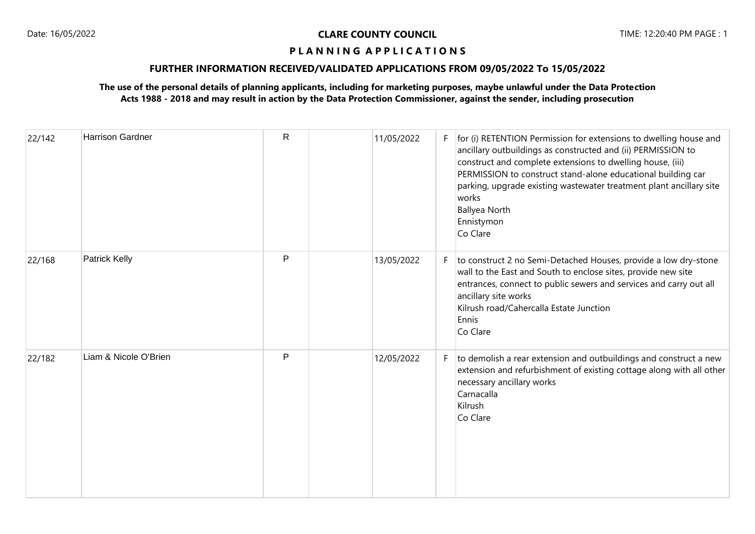**CLARE COUNTY COUNCIL**

**P L A N N I N G A P P L I C A T I O N S**

**FURTHER INFORMATION RECEIVED/VALIDATED APPLICATIONS FROM 09/05/2022 To 15/05/2022**

**The use of the personal details of planning applicants, including for marketing purposes, maybe unlawful under the Data Protection Acts 1988 - 2018 and may result in action by the Data Protection Commissioner, against the sender, including prosecution**

| | | | | | | |
|---|---|---|---|---|---|---|
| 22/142 | Harrison Gardner | R | | 11/05/2022 | F | for (i) RETENTION Permission for extensions to dwelling house and ancillary outbuildings as constructed and (ii) PERMISSION to construct and complete extensions to dwelling house, (iii) PERMISSION to construct stand-alone educational building car parking, upgrade existing wastewater treatment plant ancillary site works<br>Ballyea North<br>Ennistymon<br>Co Clare |
| 22/168 | Patrick Kelly | P | | 13/05/2022 | F | to construct 2 no Semi-Detached Houses, provide a low dry-stone wall to the East and South to enclose sites, provide new site entrances, connect to public sewers and services and carry out all ancillary site works<br>Kilrush road/Cahercalla Estate Junction<br>Ennis<br>Co Clare |
| 22/182 | Liam & Nicole O'Brien | P | | 12/05/2022 | F | to demolish a rear extension and outbuildings and construct a new extension and refurbishment of existing cottage along with all other necessary ancillary works<br>Carnacalla<br>Kilrush<br>Co Clare |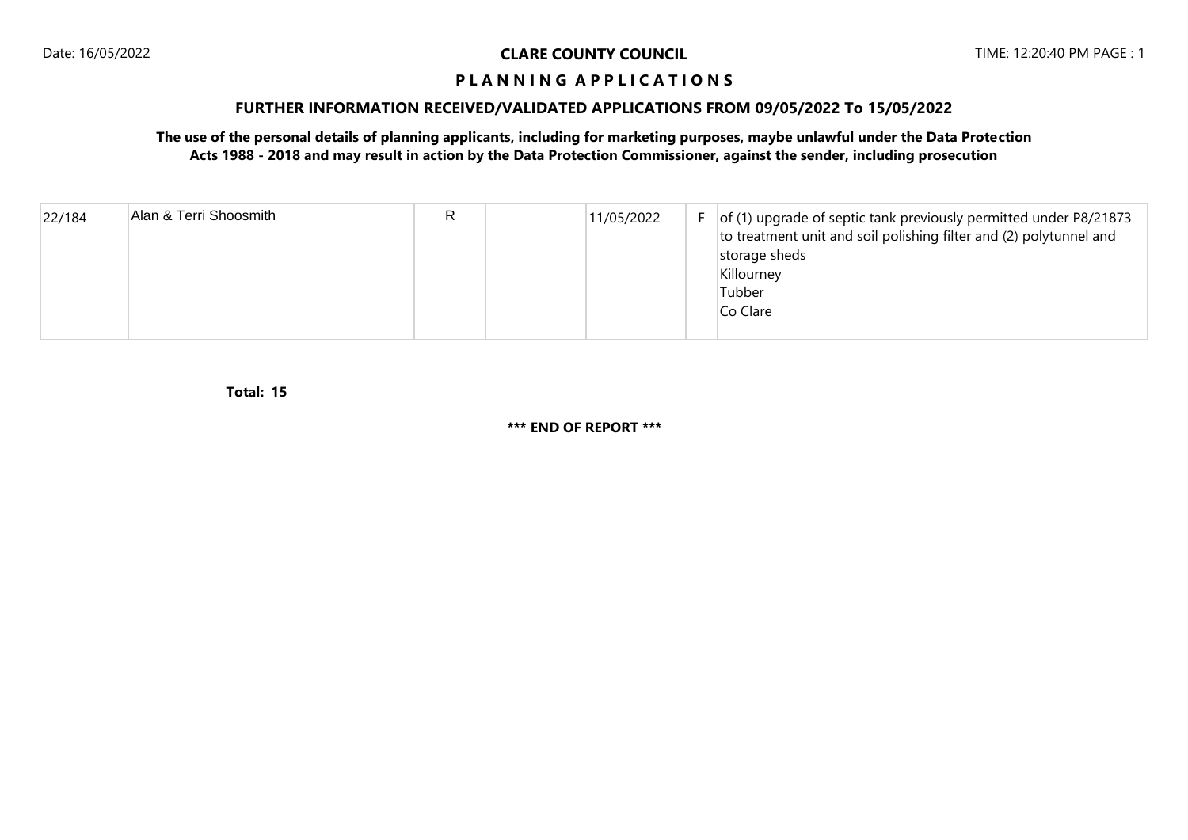**CLARE COUNTY COUNCIL**

**P L A N N I N G   A P P L I C A T I O N S**

**FURTHER INFORMATION RECEIVED/VALIDATED APPLICATIONS FROM 09/05/2022 To 15/05/2022**

**The use of the personal details of planning applicants, including for marketing purposes, maybe unlawful under the Data Protection Acts 1988 - 2018 and may result in action by the Data Protection Commissioner, against the sender, including prosecution**

| | | | | | | |
|---|---|---|---|---|---|---|
| 22/184 | Alan & Terri Shoosmith | R | | 11/05/2022 | F | of (1) upgrade of septic tank previously permitted under P8/21873 to treatment unit and soil polishing filter and (2) polytunnel and storage sheds<br>Killourney<br>Tubber<br>Co Clare |

**Total: 15**

**\*\*\* END OF REPORT \*\*\***